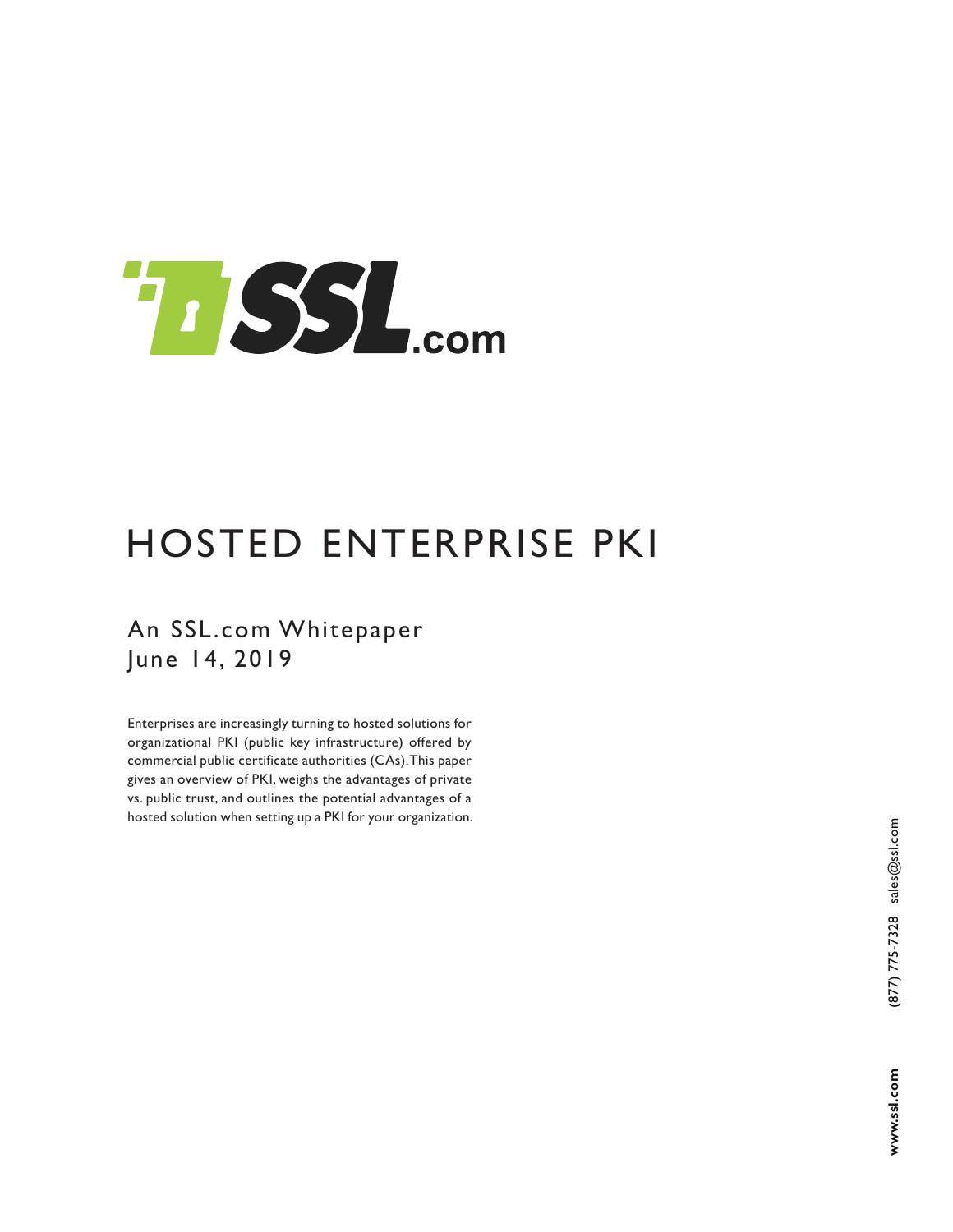# HOSTED ENTERPRISE PKI

## An SSL.com Whitepaper
June 14, 2019

Enterprises are increasingly turning to hosted solutions for organizational PKI (public key infrastructure) offered by commercial public certificate authorities (CAs). This paper gives an overview of PKI, weighs the advantages of private vs. public trust, and outlines the potential advantages of a hosted solution when setting up a PKI for your organization.

www.ssl.com (877) 775-7328 sales@ssl.com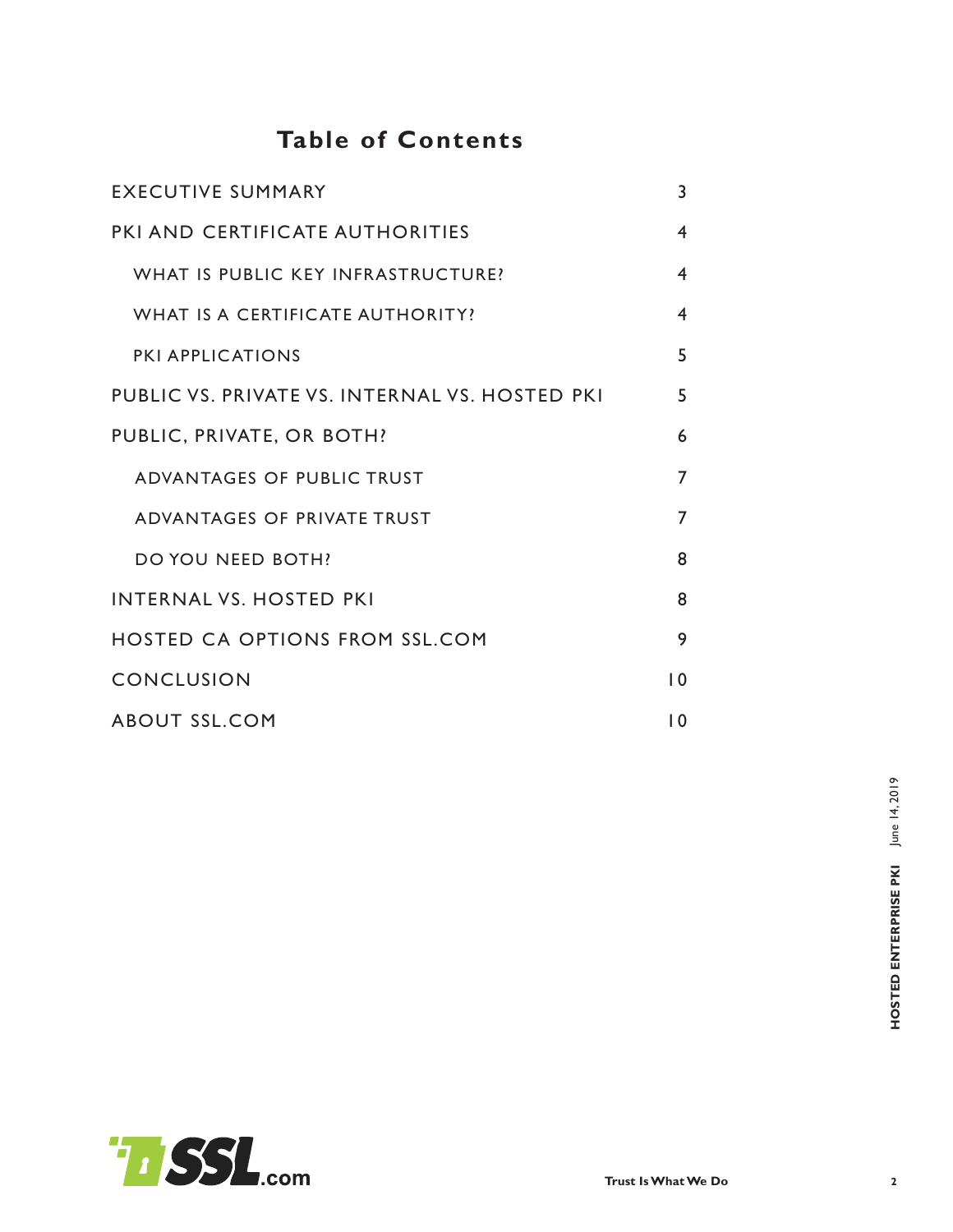# Table of Contents

| | |
|---|---|
| EXECUTIVE SUMMARY | 3 |
| PKI AND CERTIFICATE AUTHORITIES | 4 |
| WHAT IS PUBLIC KEY INFRASTRUCTURE? | 4 |
| WHAT IS A CERTIFICATE AUTHORITY? | 4 |
| PKI APPLICATIONS | 5 |
| PUBLIC VS. PRIVATE VS. INTERNAL VS. HOSTED PKI | 5 |
| PUBLIC, PRIVATE, OR BOTH? | 6 |
| ADVANTAGES OF PUBLIC TRUST | 7 |
| ADVANTAGES OF PRIVATE TRUST | 7 |
| DO YOU NEED BOTH? | 8 |
| INTERNAL VS. HOSTED PKI | 8 |
| HOSTED CA OPTIONS FROM SSL.COM | 9 |
| CONCLUSION | 10 |
| ABOUT SSL.COM | 10 |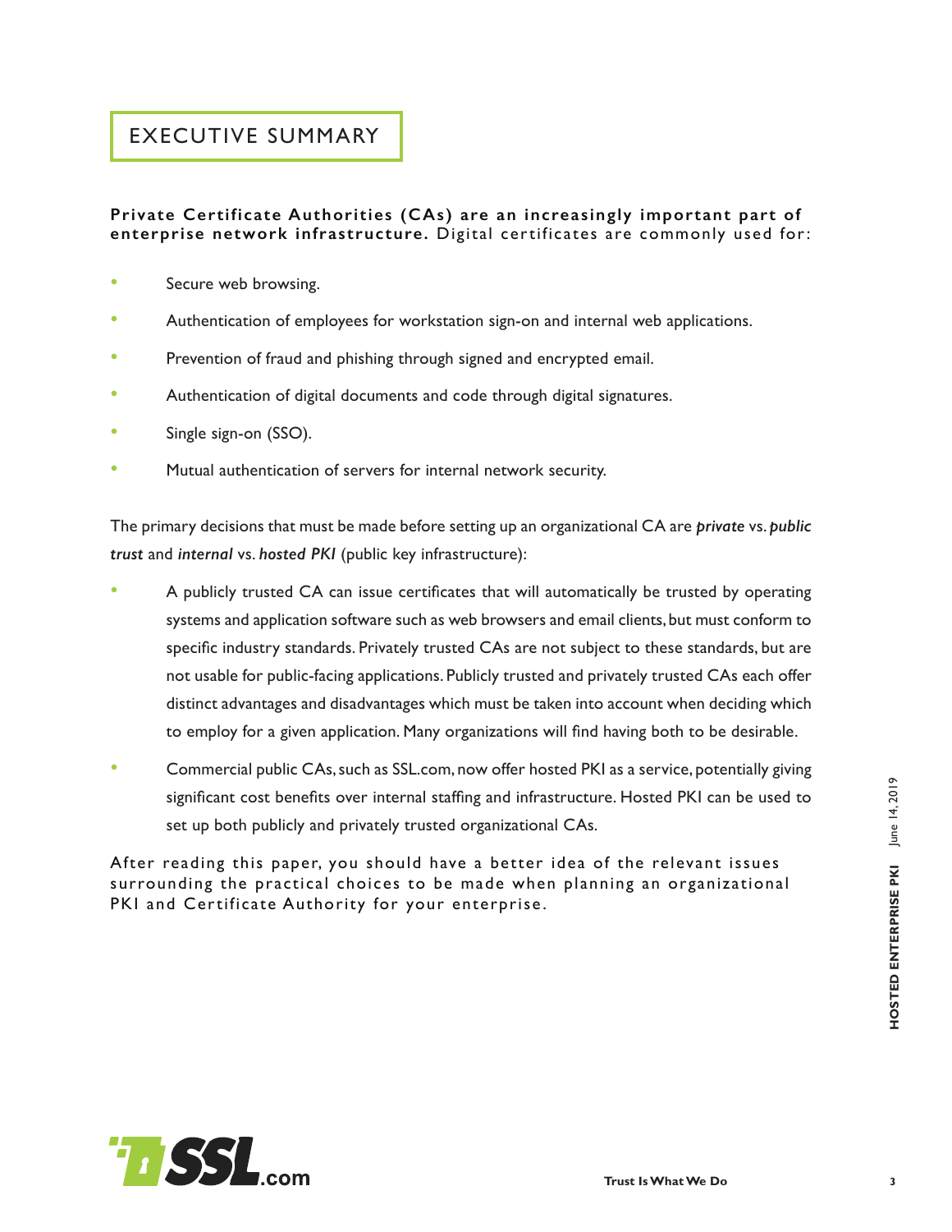# EXECUTIVE SUMMARY

**Private Certificate Authorities (CAs) are an increasingly important part of enterprise network infrastructure.** Digital certificates are commonly used for:

- Secure web browsing.
- Authentication of employees for workstation sign-on and internal web applications.
- Prevention of fraud and phishing through signed and encrypted email.
- Authentication of digital documents and code through digital signatures.
- Single sign-on (SSO).
- Mutual authentication of servers for internal network security.

The primary decisions that must be made before setting up an organizational CA are ***private*** vs. ***public trust*** and ***internal*** vs. ***hosted PKI*** (public key infrastructure):

- A publicly trusted CA can issue certificates that will automatically be trusted by operating systems and application software such as web browsers and email clients, but must conform to specific industry standards. Privately trusted CAs are not subject to these standards, but are not usable for public-facing applications. Publicly trusted and privately trusted CAs each offer distinct advantages and disadvantages which must be taken into account when deciding which to employ for a given application. Many organizations will find having both to be desirable.
- Commercial public CAs, such as SSL.com, now offer hosted PKI as a service, potentially giving significant cost benefits over internal staffing and infrastructure. Hosted PKI can be used to set up both publicly and privately trusted organizational CAs.

After reading this paper, you should have a better idea of the relevant issues surrounding the practical choices to be made when planning an organizational PKI and Certificate Authority for your enterprise.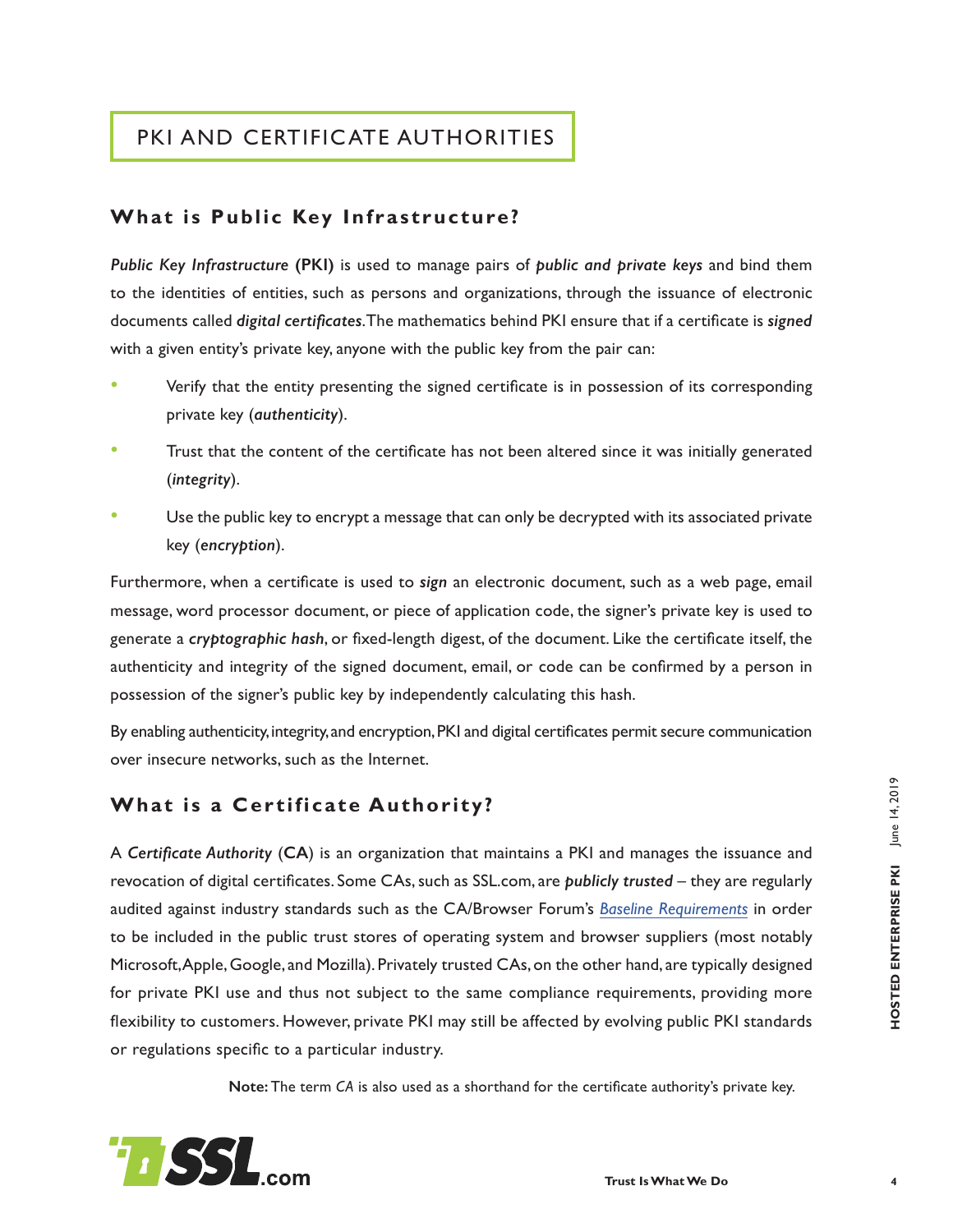# PKI AND CERTIFICATE AUTHORITIES

## What is Public Key Infrastructure?

*Public Key Infrastructure* **(PKI)** is used to manage pairs of ***public and private keys*** and bind them to the identities of entities, such as persons and organizations, through the issuance of electronic documents called ***digital certificates***. The mathematics behind PKI ensure that if a certificate is ***signed*** with a given entity's private key, anyone with the public key from the pair can:

- Verify that the entity presenting the signed certificate is in possession of its corresponding private key (***authenticity***).
- Trust that the content of the certificate has not been altered since it was initially generated (***integrity***).
- Use the public key to encrypt a message that can only be decrypted with its associated private key (***encryption***).

Furthermore, when a certificate is used to ***sign*** an electronic document, such as a web page, email message, word processor document, or piece of application code, the signer's private key is used to generate a ***cryptographic hash***, or fixed-length digest, of the document. Like the certificate itself, the authenticity and integrity of the signed document, email, or code can be confirmed by a person in possession of the signer's public key by independently calculating this hash.

By enabling authenticity, integrity, and encryption, PKI and digital certificates permit secure communication over insecure networks, such as the Internet.

## What is a Certificate Authority?

A *Certificate Authority* (**CA**) is an organization that maintains a PKI and manages the issuance and revocation of digital certificates. Some CAs, such as SSL.com, are ***publicly trusted*** – they are regularly audited against industry standards such as the CA/Browser Forum's *Baseline Requirements* in order to be included in the public trust stores of operating system and browser suppliers (most notably Microsoft, Apple, Google, and Mozilla). Privately trusted CAs, on the other hand, are typically designed for private PKI use and thus not subject to the same compliance requirements, providing more flexibility to customers. However, private PKI may still be affected by evolving public PKI standards or regulations specific to a particular industry.

**Note:** The term *CA* is also used as a shorthand for the certificate authority's private key.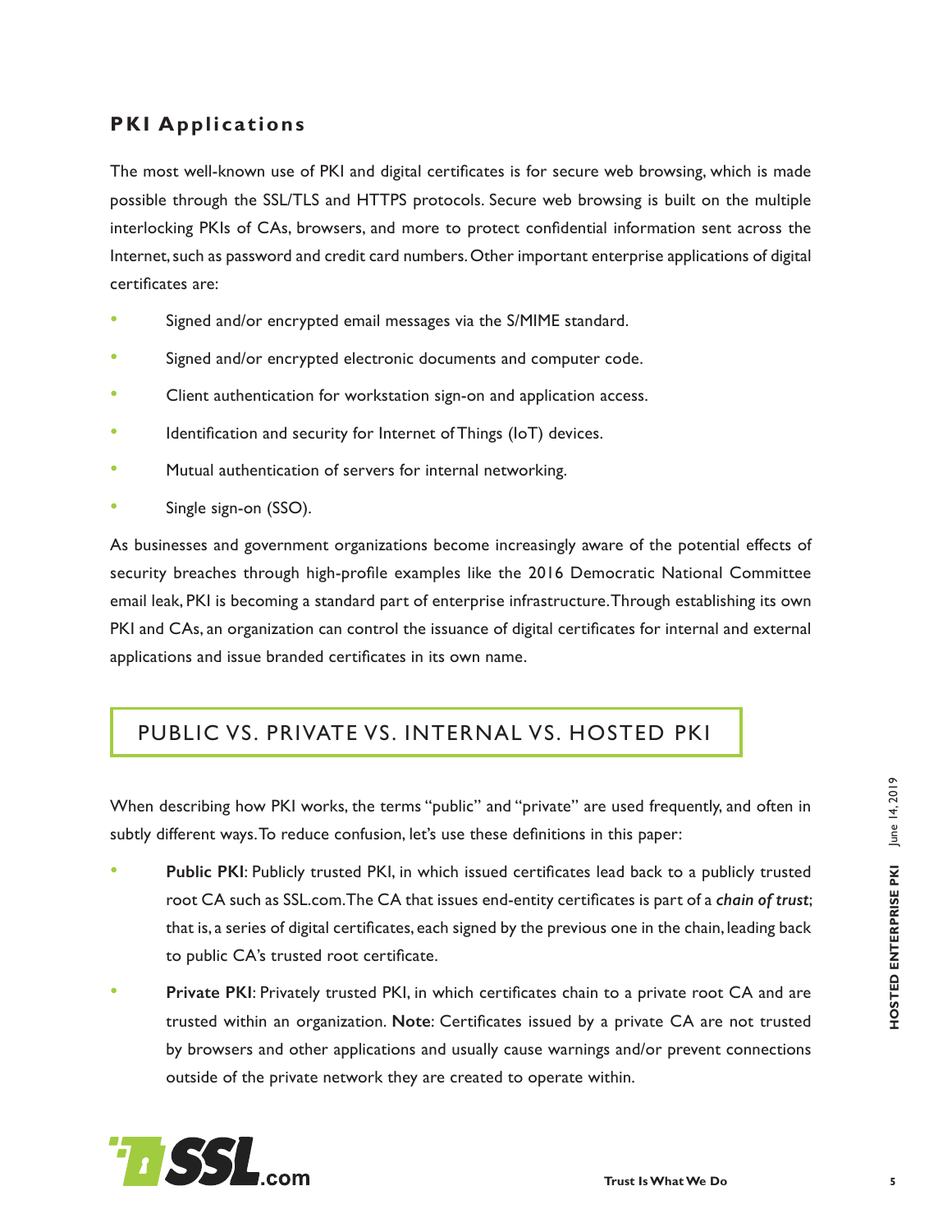## PKI Applications

The most well-known use of PKI and digital certificates is for secure web browsing, which is made possible through the SSL/TLS and HTTPS protocols. Secure web browsing is built on the multiple interlocking PKIs of CAs, browsers, and more to protect confidential information sent across the Internet, such as password and credit card numbers. Other important enterprise applications of digital certificates are:

- Signed and/or encrypted email messages via the S/MIME standard.
- Signed and/or encrypted electronic documents and computer code.
- Client authentication for workstation sign-on and application access.
- Identification and security for Internet of Things (IoT) devices.
- Mutual authentication of servers for internal networking.
- Single sign-on (SSO).

As businesses and government organizations become increasingly aware of the potential effects of security breaches through high-profile examples like the 2016 Democratic National Committee email leak, PKI is becoming a standard part of enterprise infrastructure. Through establishing its own PKI and CAs, an organization can control the issuance of digital certificates for internal and external applications and issue branded certificates in its own name.

## PUBLIC VS. PRIVATE VS. INTERNAL VS. HOSTED PKI

When describing how PKI works, the terms "public" and "private" are used frequently, and often in subtly different ways. To reduce confusion, let's use these definitions in this paper:

- **Public PKI**: Publicly trusted PKI, in which issued certificates lead back to a publicly trusted root CA such as SSL.com. The CA that issues end-entity certificates is part of a ***chain of trust***; that is, a series of digital certificates, each signed by the previous one in the chain, leading back to public CA's trusted root certificate.
- **Private PKI**: Privately trusted PKI, in which certificates chain to a private root CA and are trusted within an organization. **Note**: Certificates issued by a private CA are not trusted by browsers and other applications and usually cause warnings and/or prevent connections outside of the private network they are created to operate within.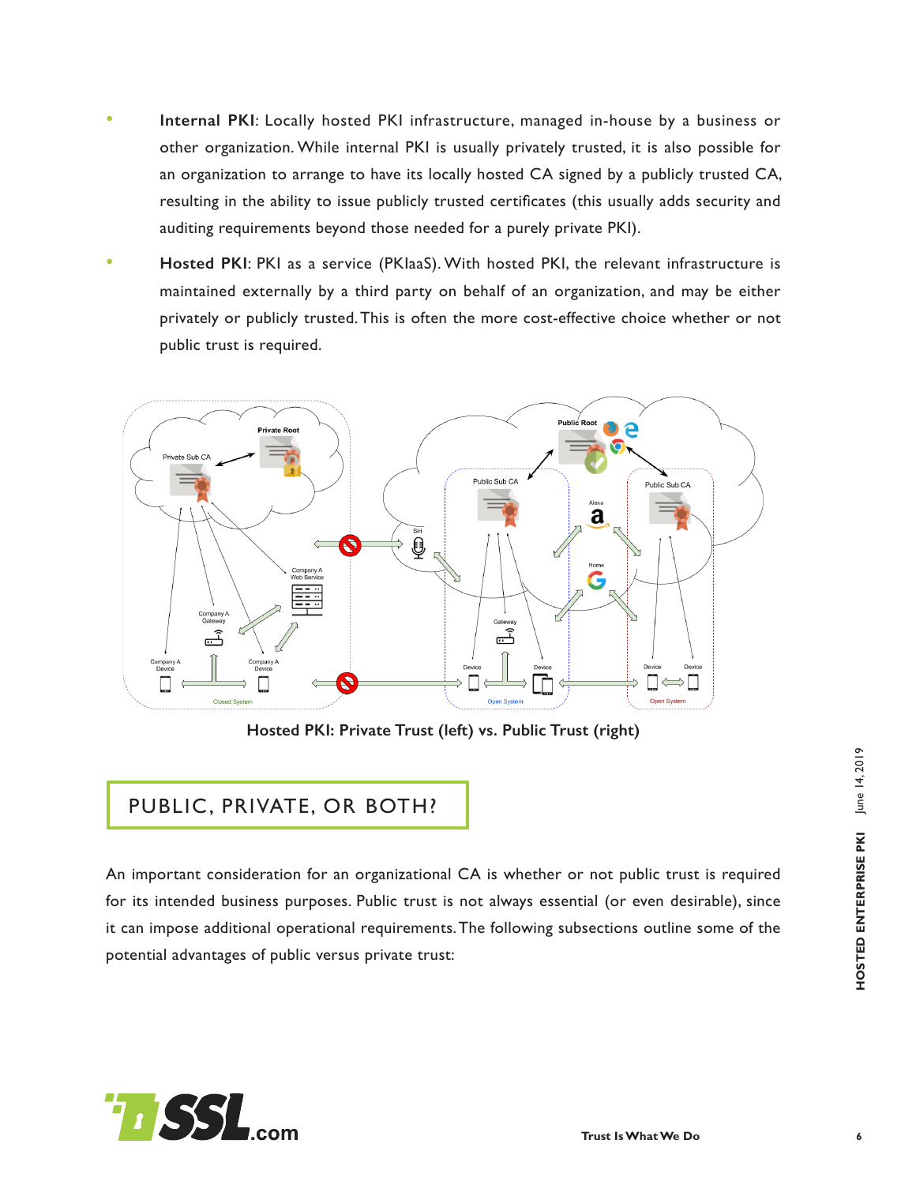- **Internal PKI**: Locally hosted PKI infrastructure, managed in-house by a business or other organization. While internal PKI is usually privately trusted, it is also possible for an organization to arrange to have its locally hosted CA signed by a publicly trusted CA, resulting in the ability to issue publicly trusted certificates (this usually adds security and auditing requirements beyond those needed for a purely private PKI).
- **Hosted PKI**: PKI as a service (PKIaaS). With hosted PKI, the relevant infrastructure is maintained externally by a third party on behalf of an organization, and may be either privately or publicly trusted. This is often the more cost-effective choice whether or not public trust is required.

**Hosted PKI: Private Trust (left) vs. Public Trust (right)**

## PUBLIC, PRIVATE, OR BOTH?

An important consideration for an organizational CA is whether or not public trust is required for its intended business purposes. Public trust is not always essential (or even desirable), since it can impose additional operational requirements. The following subsections outline some of the potential advantages of public versus private trust: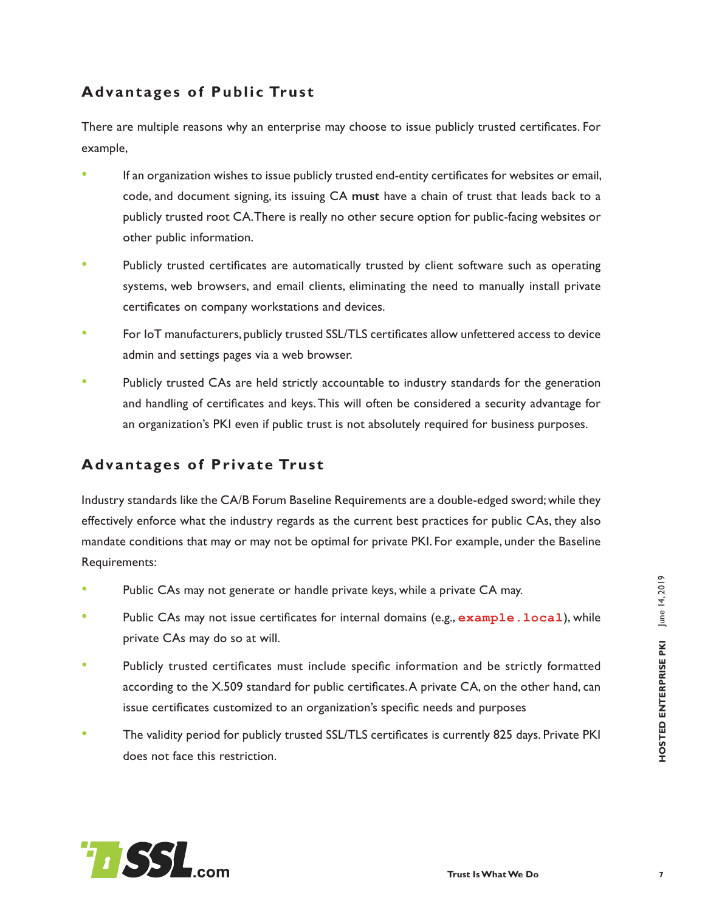## Advantages of Public Trust

There are multiple reasons why an enterprise may choose to issue publicly trusted certificates. For example,

- If an organization wishes to issue publicly trusted end-entity certificates for websites or email, code, and document signing, its issuing CA **must** have a chain of trust that leads back to a publicly trusted root CA. There is really no other secure option for public-facing websites or other public information.
- Publicly trusted certificates are automatically trusted by client software such as operating systems, web browsers, and email clients, eliminating the need to manually install private certificates on company workstations and devices.
- For IoT manufacturers, publicly trusted SSL/TLS certificates allow unfettered access to device admin and settings pages via a web browser.
- Publicly trusted CAs are held strictly accountable to industry standards for the generation and handling of certificates and keys. This will often be considered a security advantage for an organization's PKI even if public trust is not absolutely required for business purposes.

## Advantages of Private Trust

Industry standards like the CA/B Forum Baseline Requirements are a double-edged sword; while they effectively enforce what the industry regards as the current best practices for public CAs, they also mandate conditions that may or may not be optimal for private PKI. For example, under the Baseline Requirements:

- Public CAs may not generate or handle private keys, while a private CA may.
- Public CAs may not issue certificates for internal domains (e.g., `example.local`), while private CAs may do so at will.
- Publicly trusted certificates must include specific information and be strictly formatted according to the X.509 standard for public certificates. A private CA, on the other hand, can issue certificates customized to an organization's specific needs and purposes
- The validity period for publicly trusted SSL/TLS certificates is currently 825 days. Private PKI does not face this restriction.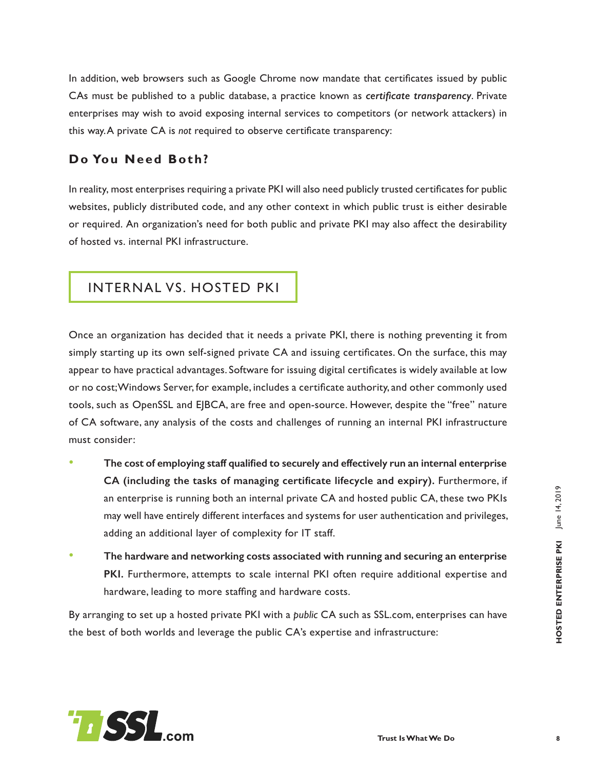In addition, web browsers such as Google Chrome now mandate that certificates issued by public CAs must be published to a public database, a practice known as ***certificate transparency***. Private enterprises may wish to avoid exposing internal services to competitors (or network attackers) in this way. A private CA is *not* required to observe certificate transparency:

### Do You Need Both?

In reality, most enterprises requiring a private PKI will also need publicly trusted certificates for public websites, publicly distributed code, and any other context in which public trust is either desirable or required. An organization's need for both public and private PKI may also affect the desirability of hosted vs. internal PKI infrastructure.

## INTERNAL VS. HOSTED PKI

Once an organization has decided that it needs a private PKI, there is nothing preventing it from simply starting up its own self-signed private CA and issuing certificates. On the surface, this may appear to have practical advantages. Software for issuing digital certificates is widely available at low or no cost; Windows Server, for example, includes a certificate authority, and other commonly used tools, such as OpenSSL and EJBCA, are free and open-source. However, despite the "free" nature of CA software, any analysis of the costs and challenges of running an internal PKI infrastructure must consider:

- **The cost of employing staff qualified to securely and effectively run an internal enterprise CA (including the tasks of managing certificate lifecycle and expiry).** Furthermore, if an enterprise is running both an internal private CA and hosted public CA, these two PKIs may well have entirely different interfaces and systems for user authentication and privileges, adding an additional layer of complexity for IT staff.
- **The hardware and networking costs associated with running and securing an enterprise PKI.** Furthermore, attempts to scale internal PKI often require additional expertise and hardware, leading to more staffing and hardware costs.

By arranging to set up a hosted private PKI with a *public* CA such as SSL.com, enterprises can have the best of both worlds and leverage the public CA's expertise and infrastructure: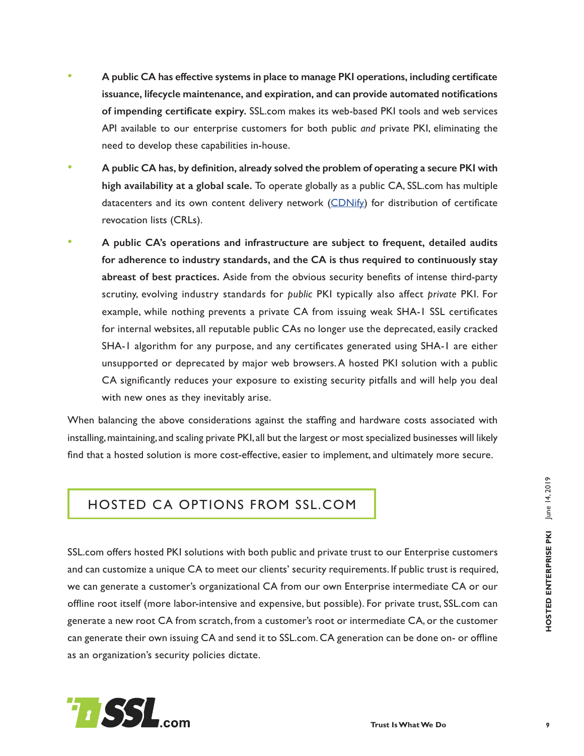- **A public CA has effective systems in place to manage PKI operations, including certificate issuance, lifecycle maintenance, and expiration, and can provide automated notifications of impending certificate expiry.** SSL.com makes its web-based PKI tools and web services API available to our enterprise customers for both public *and* private PKI, eliminating the need to develop these capabilities in-house.
- **A public CA has, by definition, already solved the problem of operating a secure PKI with high availability at a global scale.** To operate globally as a public CA, SSL.com has multiple datacenters and its own content delivery network ([CDNify]) for distribution of certificate revocation lists (CRLs).
- **A public CA's operations and infrastructure are subject to frequent, detailed audits for adherence to industry standards, and the CA is thus required to continuously stay abreast of best practices.** Aside from the obvious security benefits of intense third-party scrutiny, evolving industry standards for *public* PKI typically also affect *private* PKI. For example, while nothing prevents a private CA from issuing weak SHA-1 SSL certificates for internal websites, all reputable public CAs no longer use the deprecated, easily cracked SHA-1 algorithm for any purpose, and any certificates generated using SHA-1 are either unsupported or deprecated by major web browsers. A hosted PKI solution with a public CA significantly reduces your exposure to existing security pitfalls and will help you deal with new ones as they inevitably arise.

When balancing the above considerations against the staffing and hardware costs associated with installing, maintaining, and scaling private PKI, all but the largest or most specialized businesses will likely find that a hosted solution is more cost-effective, easier to implement, and ultimately more secure.

## HOSTED CA OPTIONS FROM SSL.COM

SSL.com offers hosted PKI solutions with both public and private trust to our Enterprise customers and can customize a unique CA to meet our clients' security requirements. If public trust is required, we can generate a customer's organizational CA from our own Enterprise intermediate CA or our offline root itself (more labor-intensive and expensive, but possible). For private trust, SSL.com can generate a new root CA from scratch, from a customer's root or intermediate CA, or the customer can generate their own issuing CA and send it to SSL.com. CA generation can be done on- or offline as an organization's security policies dictate.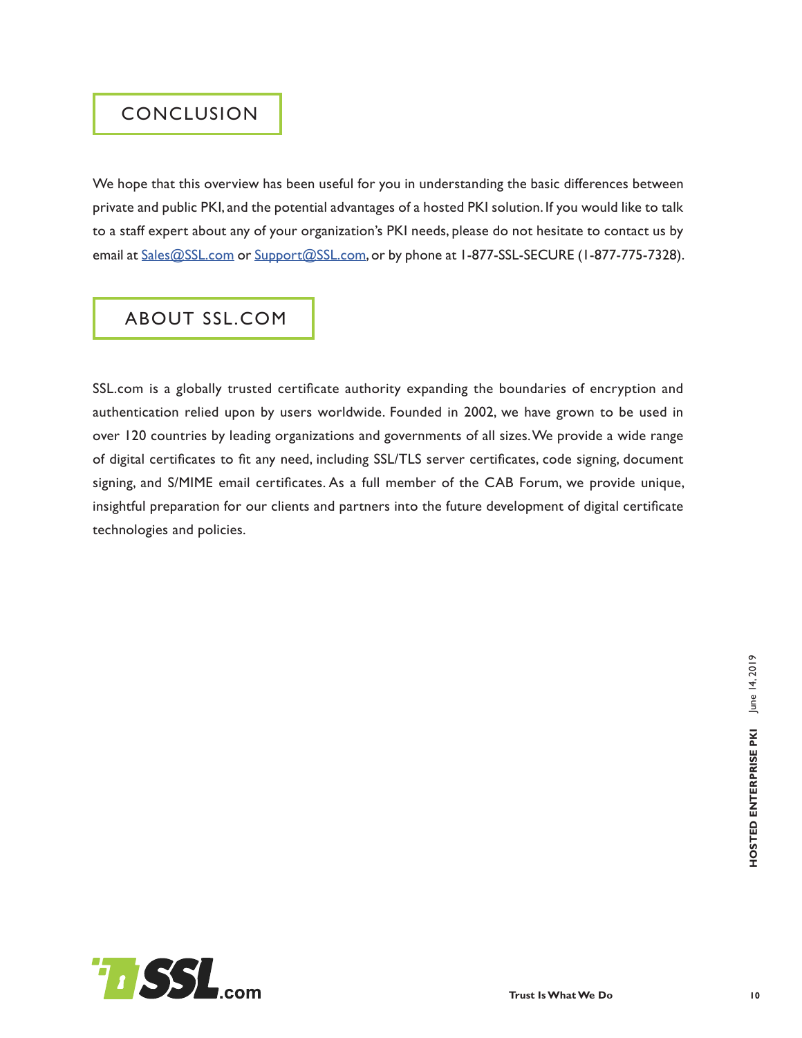## CONCLUSION

We hope that this overview has been useful for you in understanding the basic differences between private and public PKI, and the potential advantages of a hosted PKI solution. If you would like to talk to a staff expert about any of your organization's PKI needs, please do not hesitate to contact us by email at Sales@SSL.com or Support@SSL.com, or by phone at 1-877-SSL-SECURE (1-877-775-7328).

## ABOUT SSL.COM

SSL.com is a globally trusted certificate authority expanding the boundaries of encryption and authentication relied upon by users worldwide. Founded in 2002, we have grown to be used in over 120 countries by leading organizations and governments of all sizes. We provide a wide range of digital certificates to fit any need, including SSL/TLS server certificates, code signing, document signing, and S/MIME email certificates. As a full member of the CAB Forum, we provide unique, insightful preparation for our clients and partners into the future development of digital certificate technologies and policies.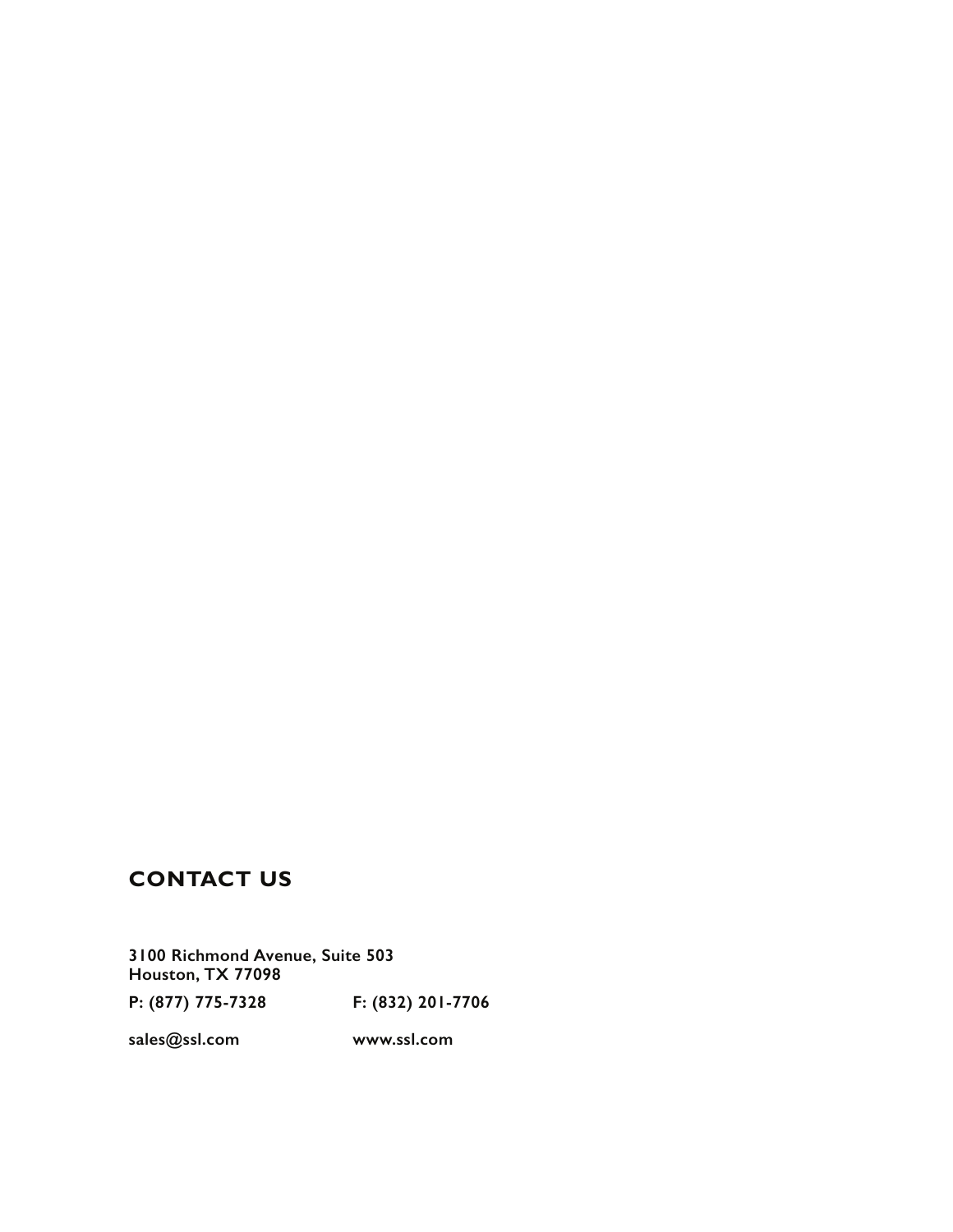## CONTACT US

**3100 Richmond Avenue, Suite 503**
**Houston, TX 77098**

**P: (877) 775-7328** **F: (832) 201-7706**

**sales@ssl.com** **www.ssl.com**